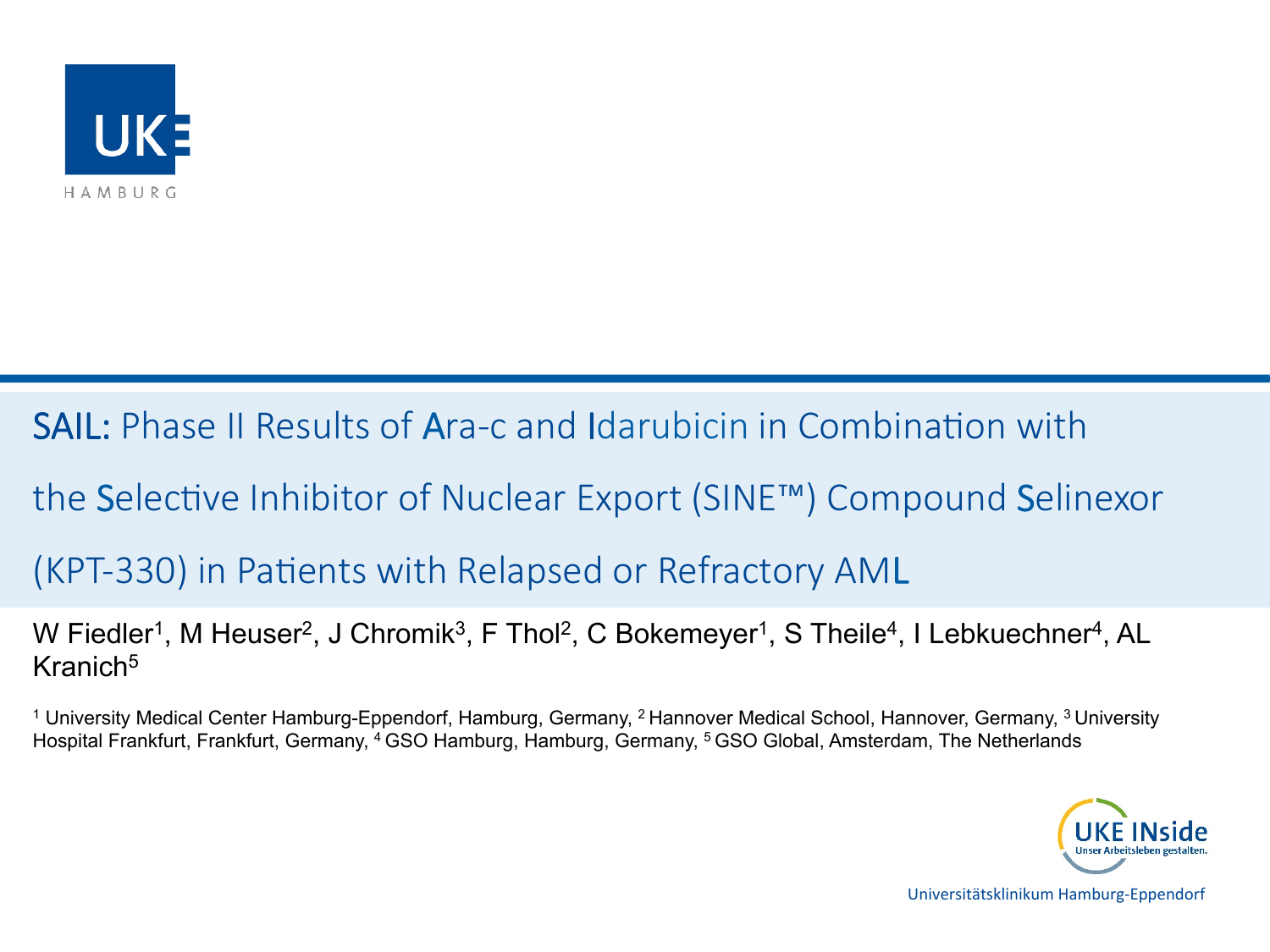# SAIL: Phase II Results of Ara-c and Idarubicin in Combination with the Selective Inhibitor of Nuclear Export (SINE™) Compound Selinexor (KPT-330) in Patients with Relapsed or Refractory AML

W Fiedler[1], M Heuser[2], J Chromik[3], F Thol[2], C Bokemeyer[1], S Theile[4], I Lebkuechner[4], AL Kranich[5]

[1] University Medical Center Hamburg-Eppendorf, Hamburg, Germany, [2] Hannover Medical School, Hannover, Germany, [3] University Hospital Frankfurt, Frankfurt, Germany, [4] GSO Hamburg, Hamburg, Germany, [5] GSO Global, Amsterdam, The Netherlands

Universitätsklinikum Hamburg-Eppendorf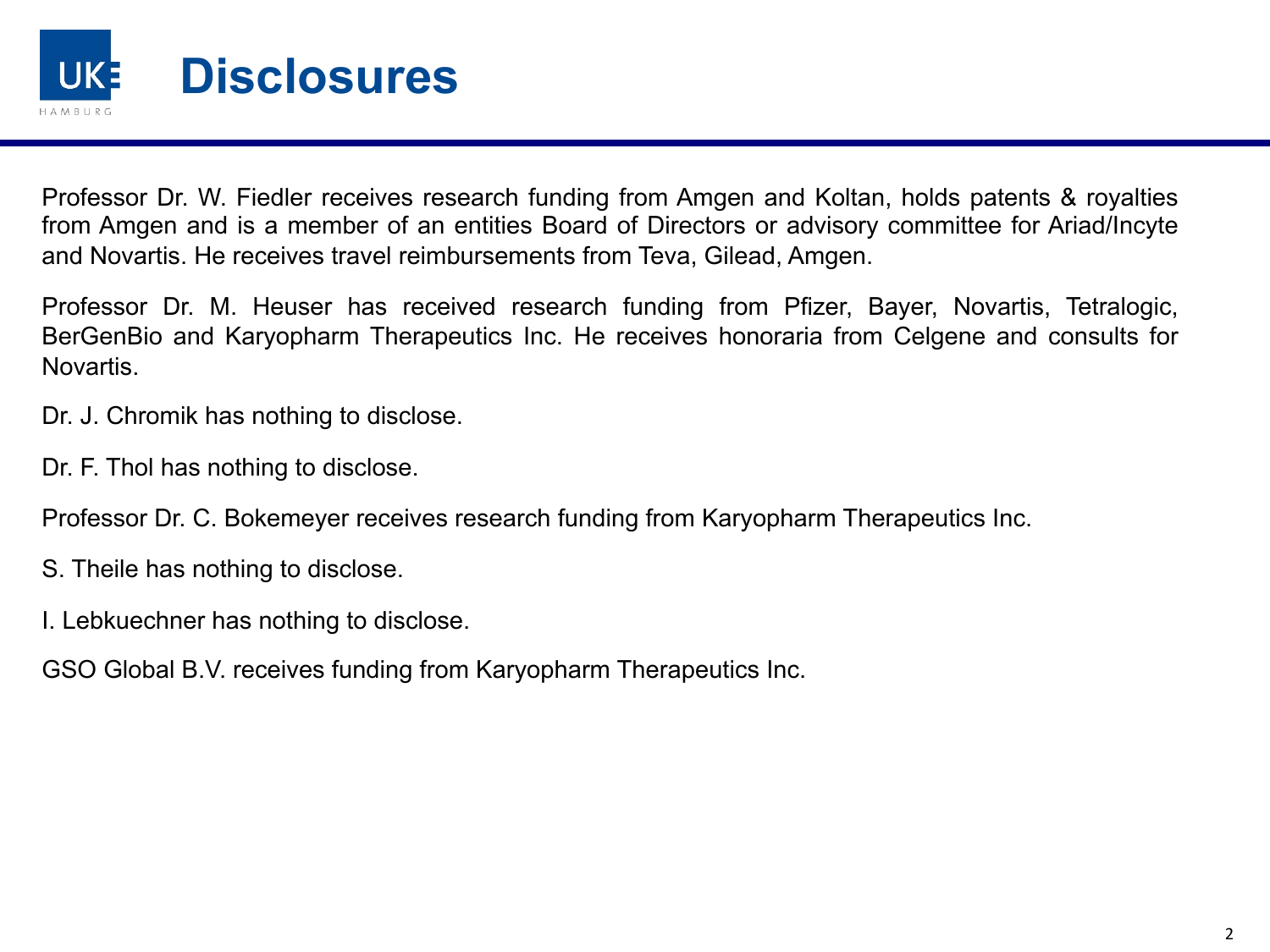# Disclosures

Professor Dr. W. Fiedler receives research funding from Amgen and Koltan, holds patents & royalties from Amgen and is a member of an entities Board of Directors or advisory committee for Ariad/Incyte and Novartis. He receives travel reimbursements from Teva, Gilead, Amgen.

Professor Dr. M. Heuser has received research funding from Pfizer, Bayer, Novartis, Tetralogic, BerGenBio and Karyopharm Therapeutics Inc. He receives honoraria from Celgene and consults for Novartis.

Dr. J. Chromik has nothing to disclose.

Dr. F. Thol has nothing to disclose.

Professor Dr. C. Bokemeyer receives research funding from Karyopharm Therapeutics Inc.

S. Theile has nothing to disclose.

I. Lebkuechner has nothing to disclose.

GSO Global B.V. receives funding from Karyopharm Therapeutics Inc.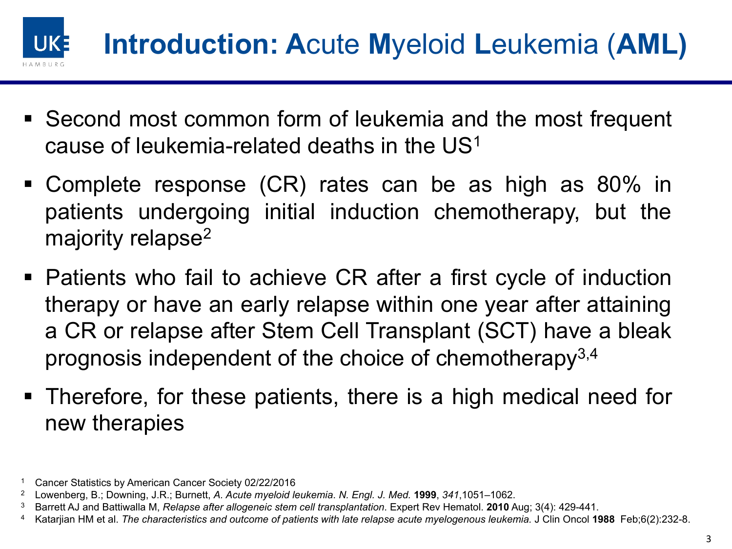# Introduction: Acute Myeloid Leukemia (AML)

- Second most common form of leukemia and the most frequent cause of leukemia-related deaths in the US[1]
- Complete response (CR) rates can be as high as 80% in patients undergoing initial induction chemotherapy, but the majority relapse[2]
- Patients who fail to achieve CR after a first cycle of induction therapy or have an early relapse within one year after attaining a CR or relapse after Stem Cell Transplant (SCT) have a bleak prognosis independent of the choice of chemotherapy[3,4]
- Therefore, for these patients, there is a high medical need for new therapies

[1] Cancer Statistics by American Cancer Society 02/22/2016
[2] Lowenberg, B.; Downing, J.R.; Burnett, *A. Acute myeloid leukemia*. *N. Engl. J. Med.* **1999**, *341*,1051–1062.
[3] Barrett AJ and Battiwalla M, *Relapse after allogeneic stem cell transplantation*. Expert Rev Hematol. **2010** Aug; 3(4): 429-441.
[4] Katarjian HM et al. *The characteristics and outcome of patients with late relapse acute myelogenous leukemia.* J Clin Oncol **1988** Feb;6(2):232-8.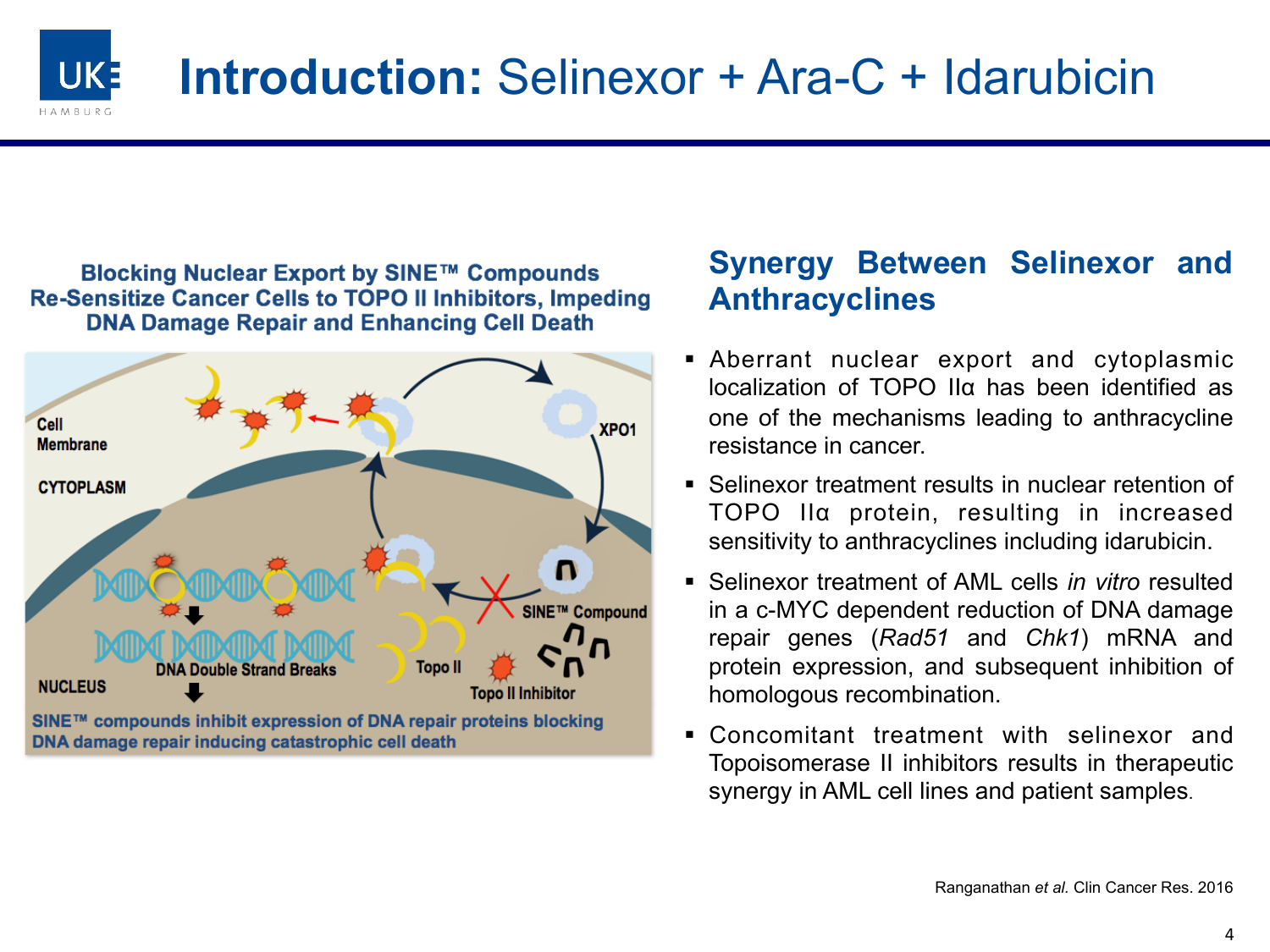# **Introduction:** Selinexor + Ara-C + Idarubicin

**Blocking Nuclear Export by SINE™ Compounds Re-Sensitize Cancer Cells to TOPO II Inhibitors, Impeding DNA Damage Repair and Enhancing Cell Death**

Cell Membrane

CYTOPLASM

XPO1

NUCLEUS

DNA Double Strand Breaks

Topo II

SINE™ Compound

Topo II Inhibitor

**SINE™ compounds inhibit expression of DNA repair proteins blocking DNA damage repair inducing catastrophic cell death**

## Synergy Between Selinexor and Anthracyclines

- Aberrant nuclear export and cytoplasmic localization of TOPO IIα has been identified as one of the mechanisms leading to anthracycline resistance in cancer.
- Selinexor treatment results in nuclear retention of TOPO IIα protein, resulting in increased sensitivity to anthracyclines including idarubicin.
- Selinexor treatment of AML cells *in vitro* resulted in a c-MYC dependent reduction of DNA damage repair genes (*Rad51* and *Chk1*) mRNA and protein expression, and subsequent inhibition of homologous recombination.
- Concomitant treatment with selinexor and Topoisomerase II inhibitors results in therapeutic synergy in AML cell lines and patient samples.

Ranganathan *et al.* Clin Cancer Res. 2016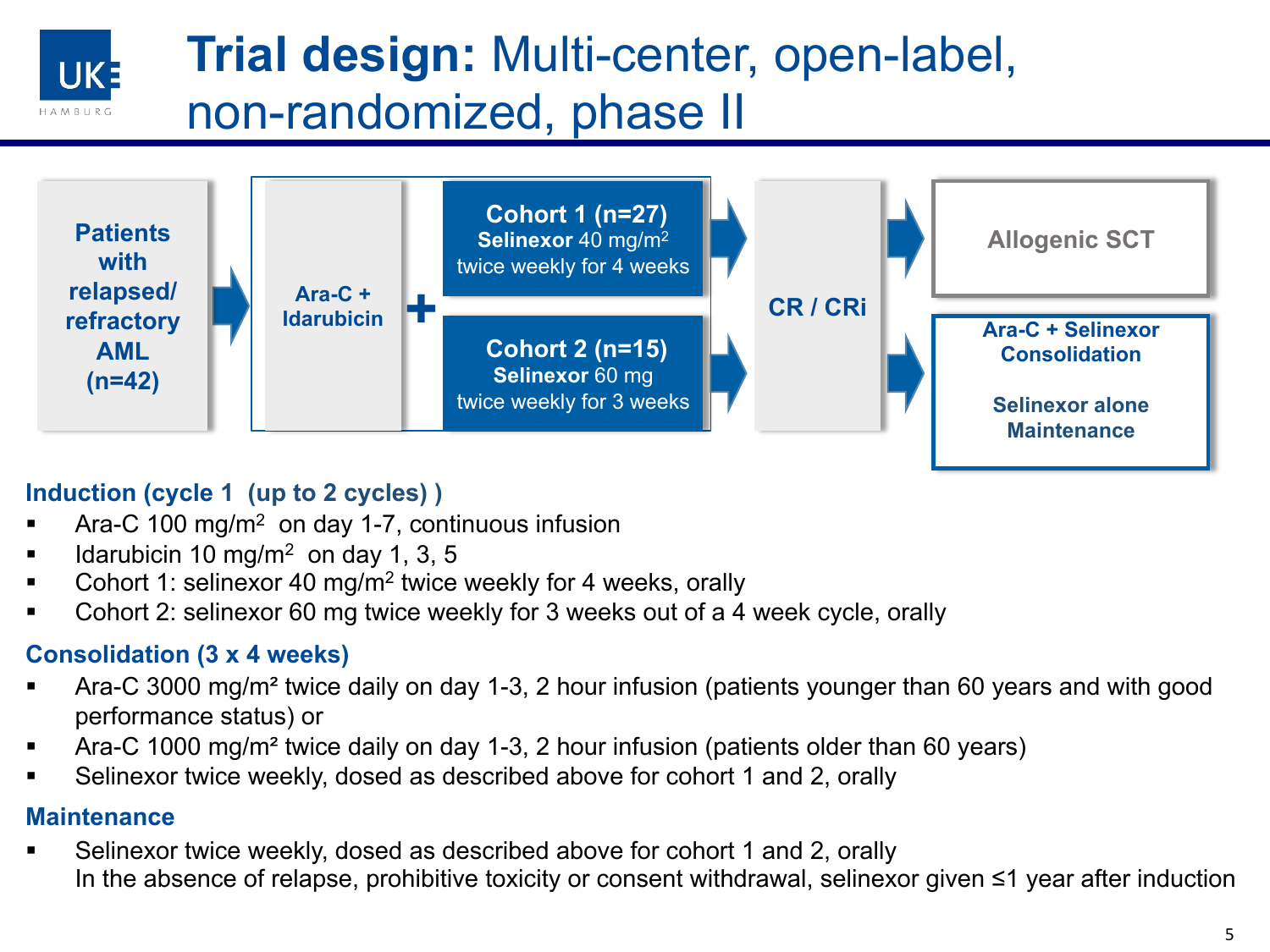# **Trial design:** Multi-center, open-label, non-randomized, phase II

**Patients with relapsed/ refractory AML (n=42)** → **Ara-C + Idarubicin** + **Cohort 1 (n=27)** **Selinexor** 40 mg/m² twice weekly for 4 weeks / **Cohort 2 (n=15)** **Selinexor** 60 mg twice weekly for 3 weeks → **CR / CRi** → **Allogenic SCT** / **Ara-C + Selinexor Consolidation** **Selinexor alone Maintenance**

### Induction (cycle 1 (up to 2 cycles) )

- Ara-C 100 mg/m² on day 1-7, continuous infusion
- Idarubicin 10 mg/m² on day 1, 3, 5
- Cohort 1: selinexor 40 mg/m² twice weekly for 4 weeks, orally
- Cohort 2: selinexor 60 mg twice weekly for 3 weeks out of a 4 week cycle, orally

### Consolidation (3 x 4 weeks)

- Ara-C 3000 mg/m² twice daily on day 1-3, 2 hour infusion (patients younger than 60 years and with good performance status) or
- Ara-C 1000 mg/m² twice daily on day 1-3, 2 hour infusion (patients older than 60 years)
- Selinexor twice weekly, dosed as described above for cohort 1 and 2, orally

### Maintenance

- Selinexor twice weekly, dosed as described above for cohort 1 and 2, orally
  In the absence of relapse, prohibitive toxicity or consent withdrawal, selinexor given ≤1 year after induction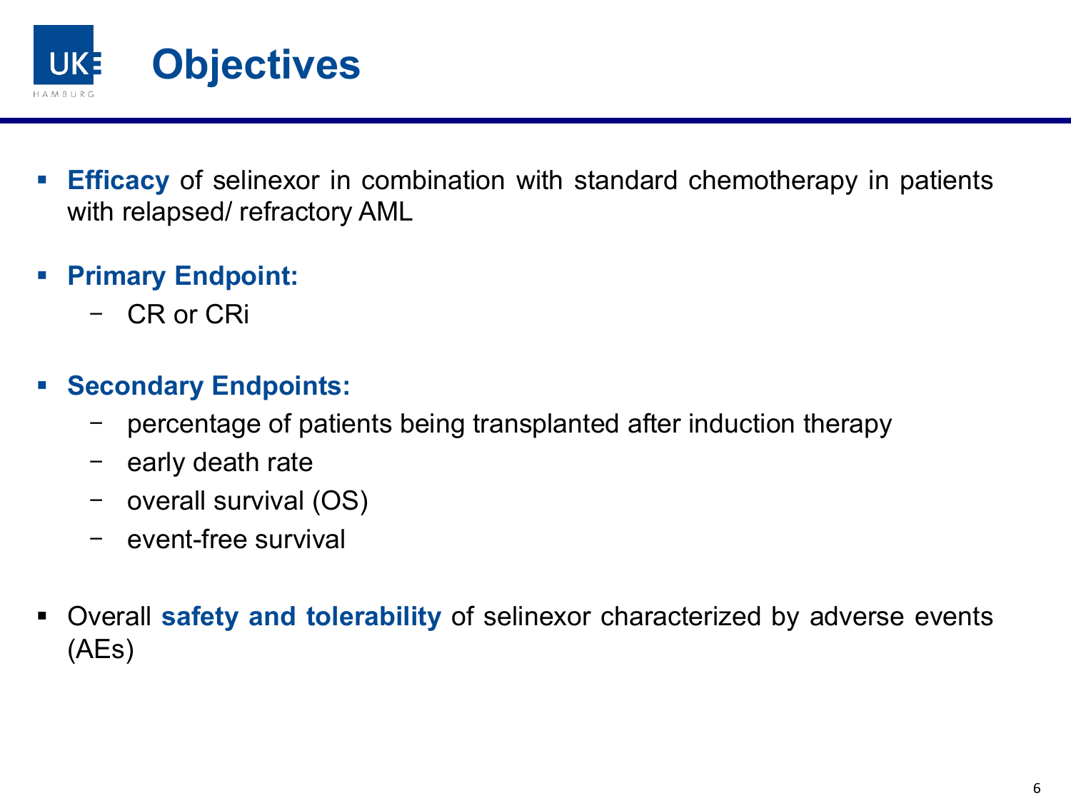# Objectives

- **Efficacy** of selinexor in combination with standard chemotherapy in patients with relapsed/ refractory AML
- **Primary Endpoint:**
  - CR or CRi
- **Secondary Endpoints:**
  - percentage of patients being transplanted after induction therapy
  - early death rate
  - overall survival (OS)
  - event-free survival
- Overall **safety and tolerability** of selinexor characterized by adverse events (AEs)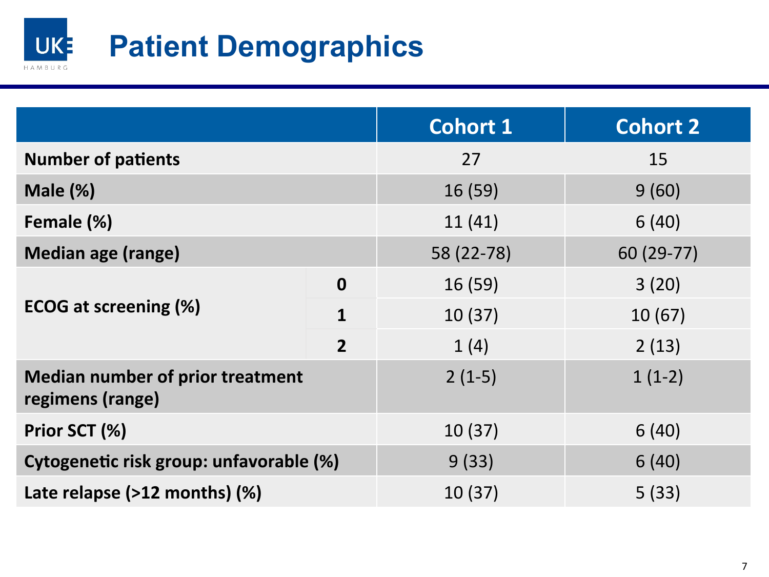# Patient Demographics

| | | Cohort 1 | Cohort 2 |
|---|---|---|---|
| **Number of patients** | | 27 | 15 |
| **Male (%)** | | 16 (59) | 9 (60) |
| **Female (%)** | | 11 (41) | 6 (40) |
| **Median age (range)** | | 58 (22-78) | 60 (29-77) |
| **ECOG at screening (%)** | **0** | 16 (59) | 3 (20) |
| | **1** | 10 (37) | 10 (67) |
| | **2** | 1 (4) | 2 (13) |
| **Median number of prior treatment regimens (range)** | | 2 (1-5) | 1 (1-2) |
| **Prior SCT (%)** | | 10 (37) | 6 (40) |
| **Cytogenetic risk group: unfavorable (%)** | | 9 (33) | 6 (40) |
| **Late relapse (>12 months) (%)** | | 10 (37) | 5 (33) |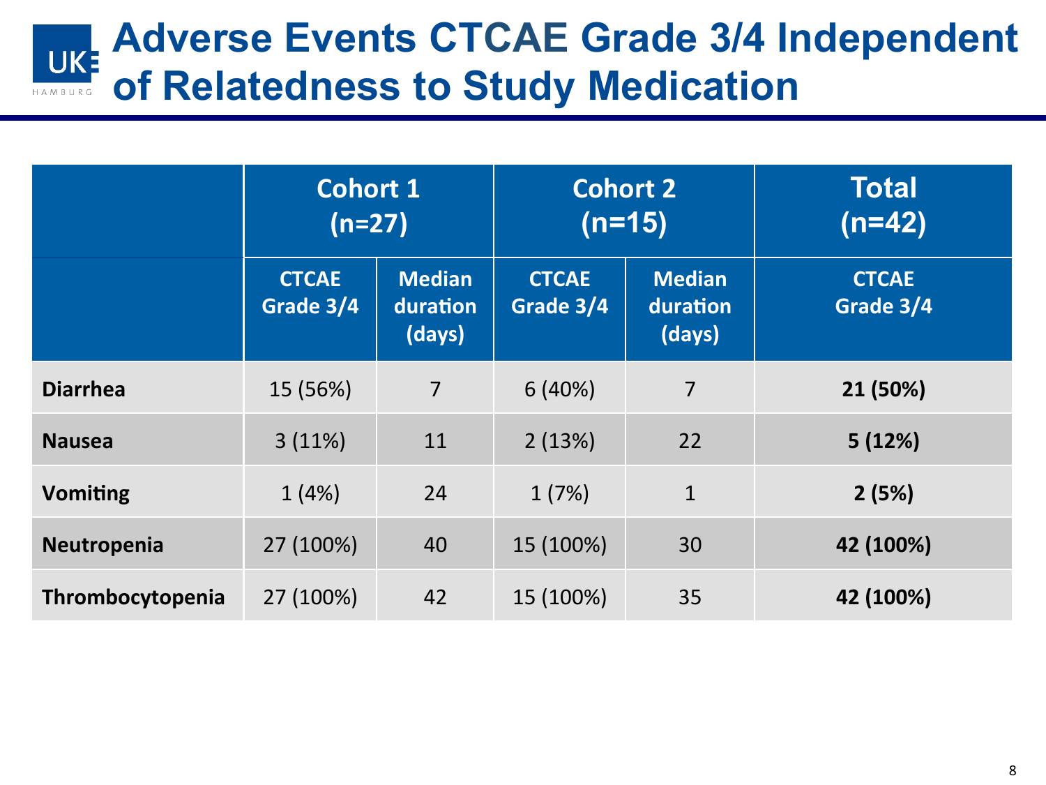# Adverse Events CTCAE Grade 3/4 Independent of Relatedness to Study Medication

| | Cohort 1 (n=27) | | Cohort 2 (n=15) | | Total (n=42) |
|---|---|---|---|---|---|
| | CTCAE Grade 3/4 | Median duration (days) | CTCAE Grade 3/4 | Median duration (days) | CTCAE Grade 3/4 |
| **Diarrhea** | 15 (56%) | 7 | 6 (40%) | 7 | **21 (50%)** |
| **Nausea** | 3 (11%) | 11 | 2 (13%) | 22 | **5 (12%)** |
| **Vomiting** | 1 (4%) | 24 | 1 (7%) | 1 | **2 (5%)** |
| **Neutropenia** | 27 (100%) | 40 | 15 (100%) | 30 | **42 (100%)** |
| **Thrombocytopenia** | 27 (100%) | 42 | 15 (100%) | 35 | **42 (100%)** |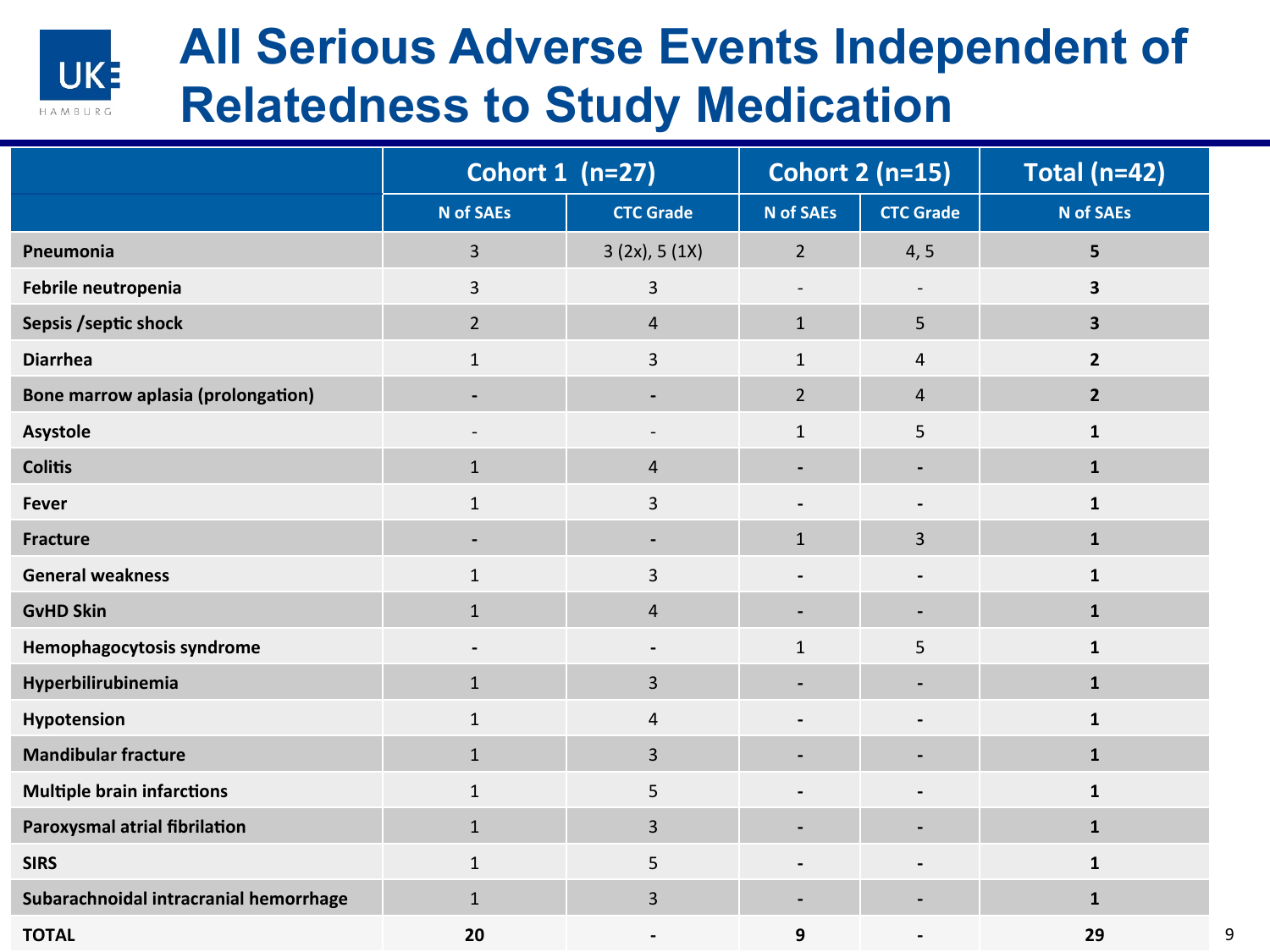# All Serious Adverse Events Independent of Relatedness to Study Medication

| | Cohort 1 (n=27) | | Cohort 2 (n=15) | | Total (n=42) |
|---|---|---|---|---|---|
| | N of SAEs | CTC Grade | N of SAEs | CTC Grade | N of SAEs |
| **Pneumonia** | 3 | 3 (2x), 5 (1X) | 2 | 4, 5 | **5** |
| **Febrile neutropenia** | 3 | 3 | - | - | **3** |
| **Sepsis /septic shock** | 2 | 4 | 1 | 5 | **3** |
| **Diarrhea** | 1 | 3 | 1 | 4 | **2** |
| **Bone marrow aplasia (prolongation)** | - | - | 2 | 4 | **2** |
| **Asystole** | - | - | 1 | 5 | **1** |
| **Colitis** | 1 | 4 | - | - | **1** |
| **Fever** | 1 | 3 | - | - | **1** |
| **Fracture** | - | - | 1 | 3 | **1** |
| **General weakness** | 1 | 3 | - | - | **1** |
| **GvHD Skin** | 1 | 4 | - | - | **1** |
| **Hemophagocytosis syndrome** | - | - | 1 | 5 | **1** |
| **Hyperbilirubinemia** | 1 | 3 | - | - | **1** |
| **Hypotension** | 1 | 4 | - | - | **1** |
| **Mandibular fracture** | 1 | 3 | - | - | **1** |
| **Multiple brain infarctions** | 1 | 5 | - | - | **1** |
| **Paroxysmal atrial fibrilation** | 1 | 3 | - | - | **1** |
| **SIRS** | 1 | 5 | - | - | **1** |
| **Subarachnoidal intracranial hemorrhage** | 1 | 3 | - | - | **1** |
| **TOTAL** | **20** | **-** | **9** | **-** | **29** |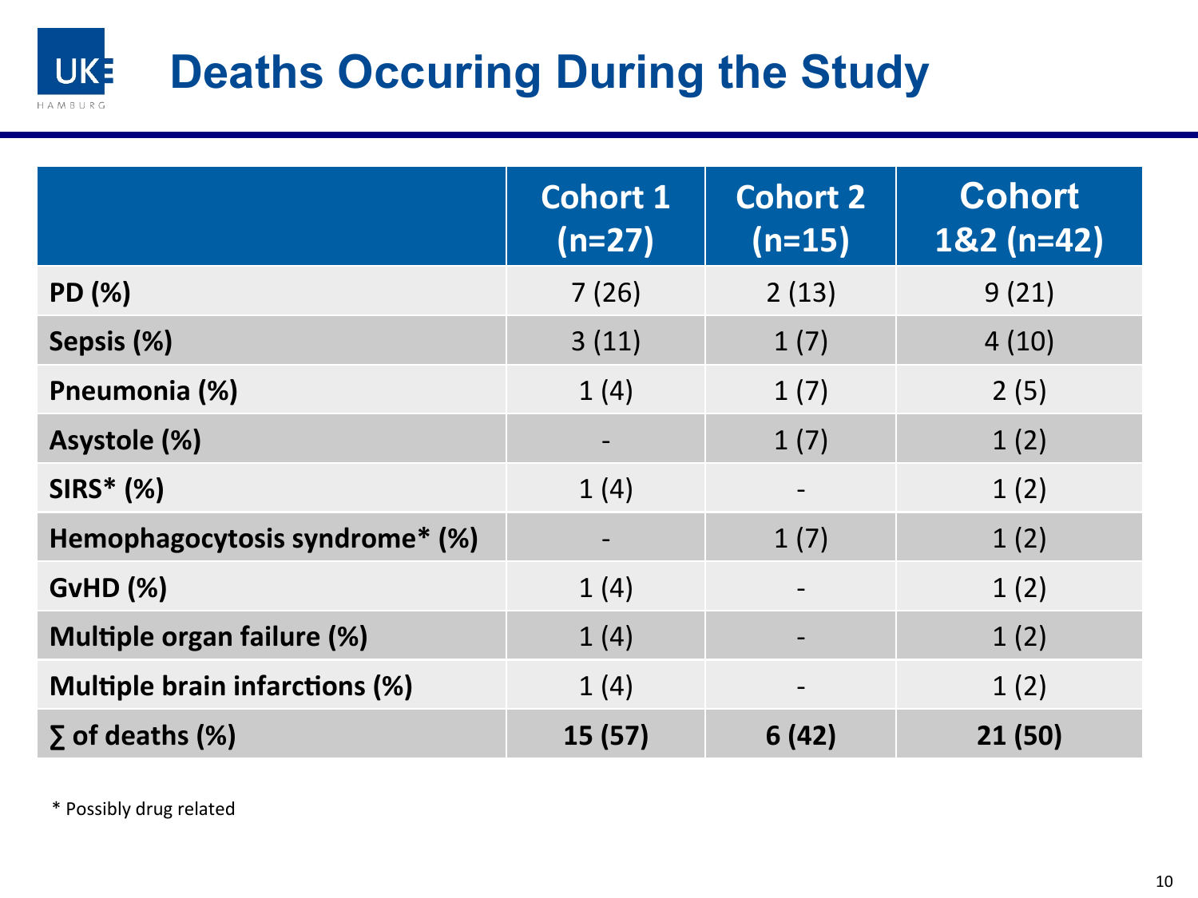# Deaths Occuring During the Study

| | Cohort 1 (n=27) | Cohort 2 (n=15) | Cohort 1&2 (n=42) |
|---|---|---|---|
| **PD (%)** | 7 (26) | 2 (13) | 9 (21) |
| **Sepsis (%)** | 3 (11) | 1 (7) | 4 (10) |
| **Pneumonia (%)** | 1 (4) | 1 (7) | 2 (5) |
| **Asystole (%)** | - | 1 (7) | 1 (2) |
| **SIRS* (%)** | 1 (4) | - | 1 (2) |
| **Hemophagocytosis syndrome* (%)** | - | 1 (7) | 1 (2) |
| **GvHD (%)** | 1 (4) | - | 1 (2) |
| **Multiple organ failure (%)** | 1 (4) | - | 1 (2) |
| **Multiple brain infarctions (%)** | 1 (4) | - | 1 (2) |
| **∑ of deaths (%)** | **15 (57)** | **6 (42)** | **21 (50)** |

\* Possibly drug related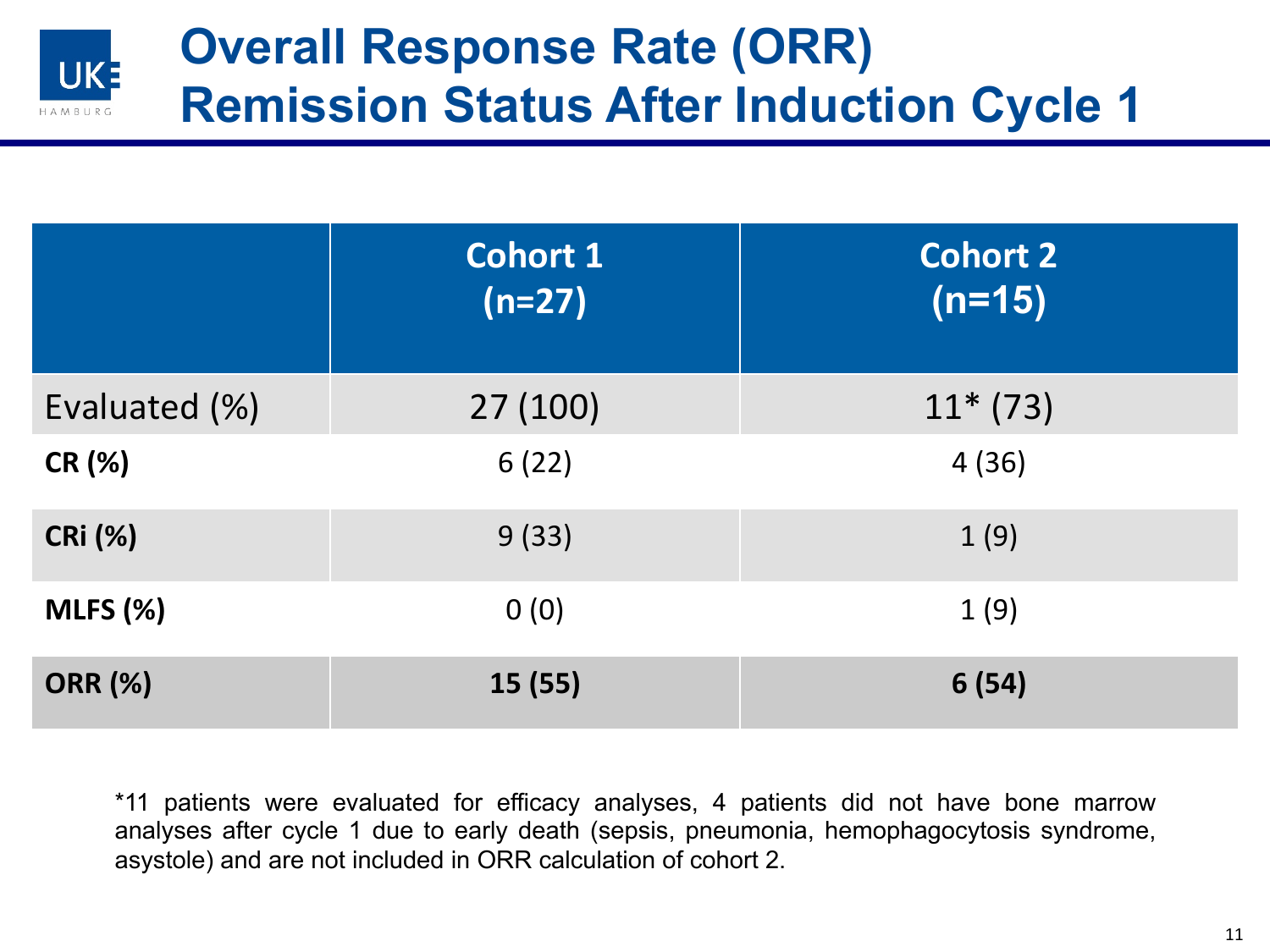# Overall Response Rate (ORR) Remission Status After Induction Cycle 1

| | Cohort 1 (n=27) | Cohort 2 (n=15) |
|---|---|---|
| Evaluated (%) | 27 (100) | 11* (73) |
| **CR (%)** | 6 (22) | 4 (36) |
| **CRi (%)** | 9 (33) | 1 (9) |
| **MLFS (%)** | 0 (0) | 1 (9) |
| **ORR (%)** | **15 (55)** | **6 (54)** |

*11 patients were evaluated for efficacy analyses, 4 patients did not have bone marrow analyses after cycle 1 due to early death (sepsis, pneumonia, hemophagocytosis syndrome, asystole) and are not included in ORR calculation of cohort 2.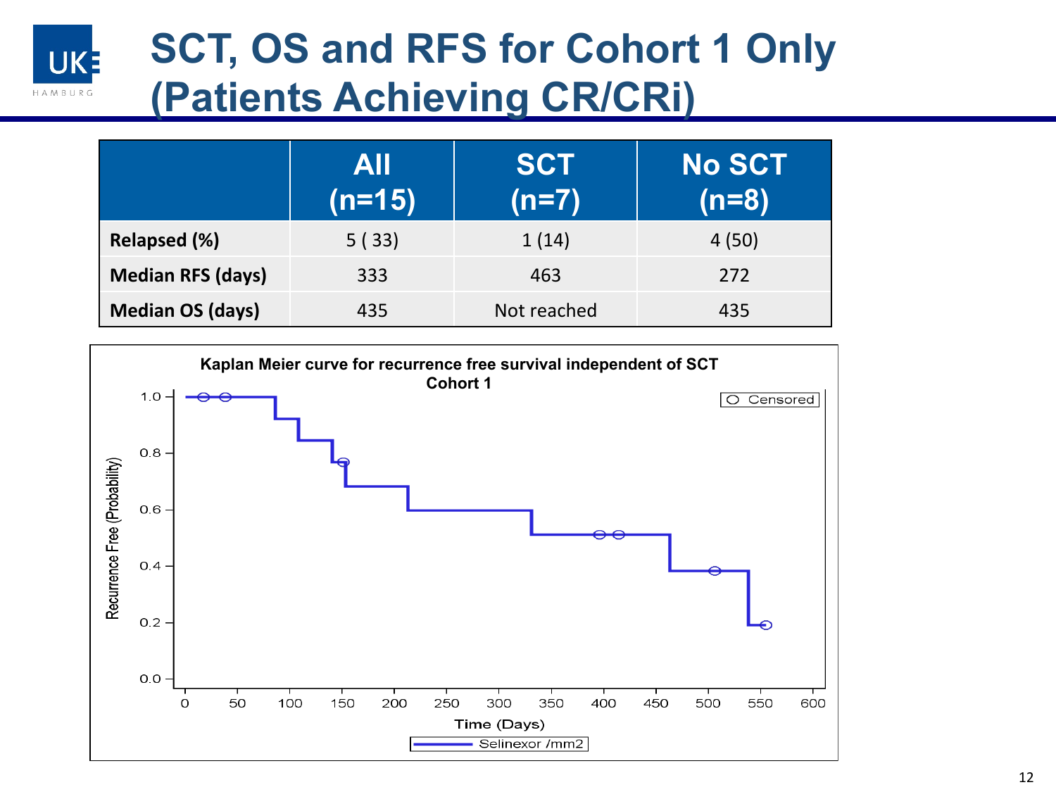# SCT, OS and RFS for Cohort 1 Only (Patients Achieving CR/CRi)

| | All (n=15) | SCT (n=7) | No SCT (n=8) |
|---|---|---|---|
| **Relapsed (%)** | 5 ( 33) | 1 (14) | 4 (50) |
| **Median RFS (days)** | 333 | 463 | 272 |
| **Median OS (days)** | 435 | Not reached | 435 |

**Kaplan Meier curve for recurrence free survival independent of SCT Cohort 1**

Recurrence Free (Probability)

Time (Days)

○ Censored

Selinexor /mm2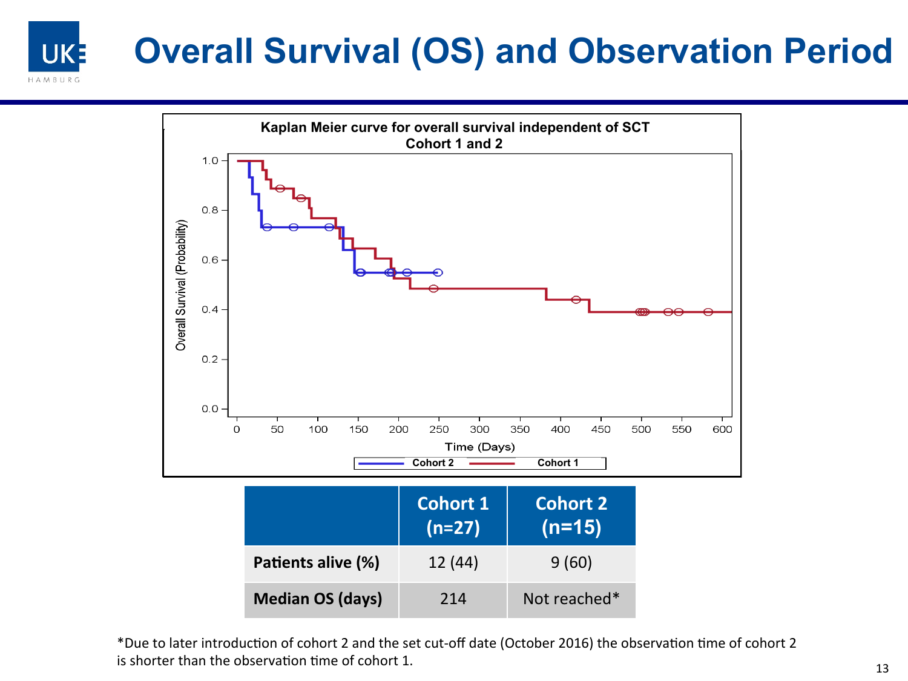# Overall Survival (OS) and Observation Period

**Kaplan Meier curve for overall survival independent of SCT**
**Cohort 1 and 2**

| | Cohort 1 (n=27) | Cohort 2 (n=15) |
|---|---|---|
| **Patients alive (%)** | 12 (44) | 9 (60) |
| **Median OS (days)** | 214 | Not reached* |

*Due to later introduction of cohort 2 and the set cut-off date (October 2016) the observation time of cohort 2 is shorter than the observation time of cohort 1.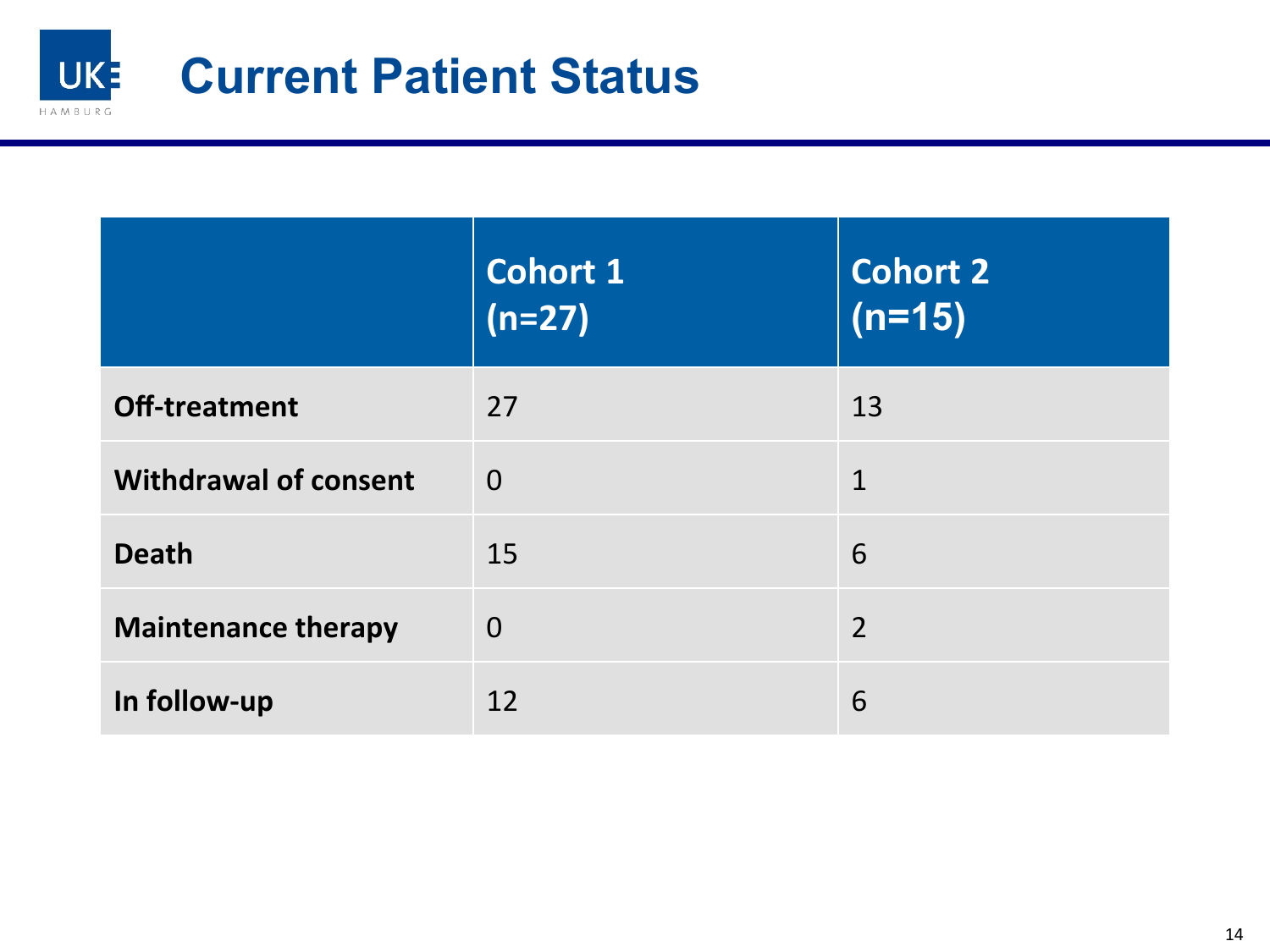# Current Patient Status

| | Cohort 1 (n=27) | Cohort 2 (n=15) |
|---|---|---|
| **Off-treatment** | 27 | 13 |
| **Withdrawal of consent** | 0 | 1 |
| **Death** | 15 | 6 |
| **Maintenance therapy** | 0 | 2 |
| **In follow-up** | 12 | 6 |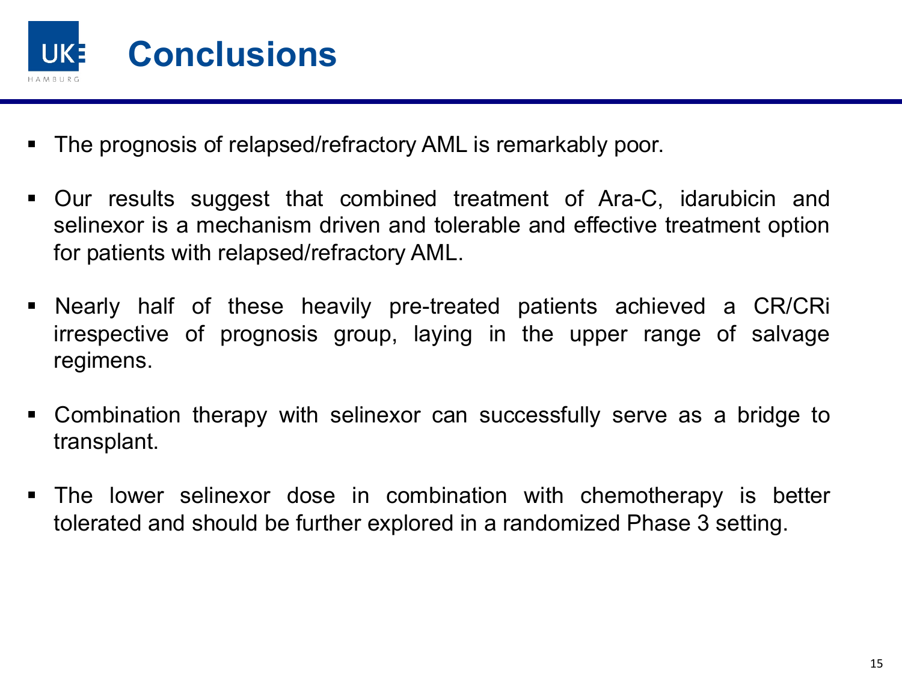# Conclusions

- The prognosis of relapsed/refractory AML is remarkably poor.
- Our results suggest that combined treatment of Ara-C, idarubicin and selinexor is a mechanism driven and tolerable and effective treatment option for patients with relapsed/refractory AML.
- Nearly half of these heavily pre-treated patients achieved a CR/CRi irrespective of prognosis group, laying in the upper range of salvage regimens.
- Combination therapy with selinexor can successfully serve as a bridge to transplant.
- The lower selinexor dose in combination with chemotherapy is better tolerated and should be further explored in a randomized Phase 3 setting.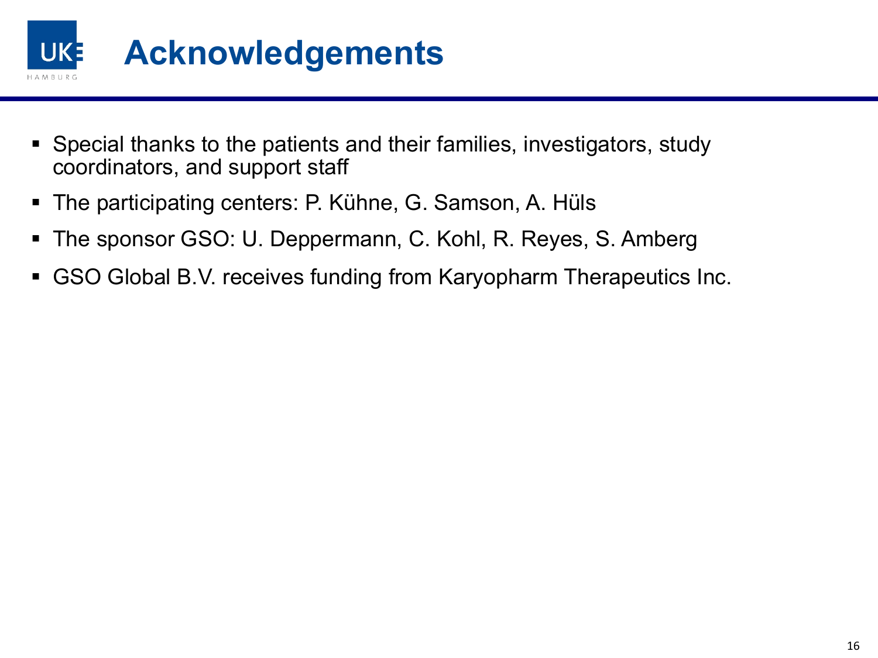# Acknowledgements

- Special thanks to the patients and their families, investigators, study coordinators, and support staff
- The participating centers: P. Kühne, G. Samson, A. Hüls
- The sponsor GSO: U. Deppermann, C. Kohl, R. Reyes, S. Amberg
- GSO Global B.V. receives funding from Karyopharm Therapeutics Inc.